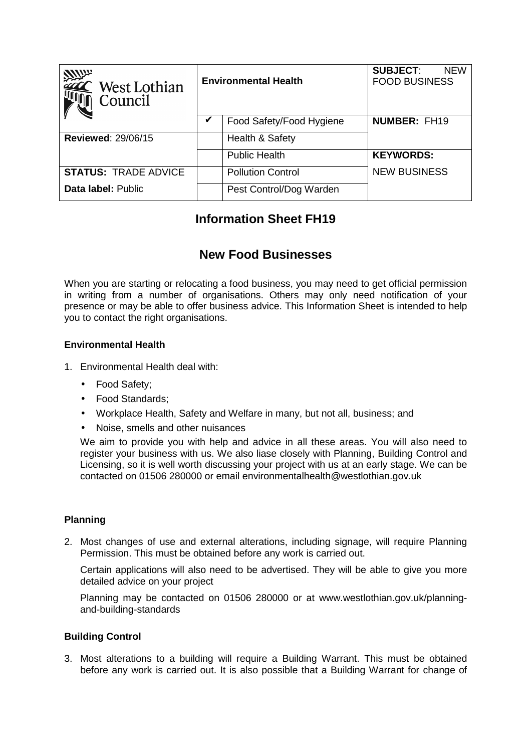| West Lothian Council | Environmental Health | | SUBJECT: NEW FOOD BUSINESS |
|---|---|---|---|
| | ✔ | Food Safety/Food Hygiene | NUMBER: FH19 |
| Reviewed: 29/06/15 | | Health & Safety | |
| | | Public Health | KEYWORDS: |
| STATUS: TRADE ADVICE | | Pollution Control | NEW BUSINESS |
| Data label: Public | | Pest Control/Dog Warden | |

# Information Sheet FH19

# New Food Businesses

When you are starting or relocating a food business, you may need to get official permission in writing from a number of organisations. Others may only need notification of your presence or may be able to offer business advice. This Information Sheet is intended to help you to contact the right organisations.

### Environmental Health

1. Environmental Health deal with:

   - Food Safety;
   - Food Standards;
   - Workplace Health, Safety and Welfare in many, but not all, business; and
   - Noise, smells and other nuisances

   We aim to provide you with help and advice in all these areas. You will also need to register your business with us. We also liase closely with Planning, Building Control and Licensing, so it is well worth discussing your project with us at an early stage. We can be contacted on 01506 280000 or email environmentalhealth@westlothian.gov.uk

### Planning

2. Most changes of use and external alterations, including signage, will require Planning Permission. This must be obtained before any work is carried out.

   Certain applications will also need to be advertised. They will be able to give you more detailed advice on your project

   Planning may be contacted on 01506 280000 or at www.westlothian.gov.uk/planning-and-building-standards

### Building Control

3. Most alterations to a building will require a Building Warrant. This must be obtained before any work is carried out. It is also possible that a Building Warrant for change of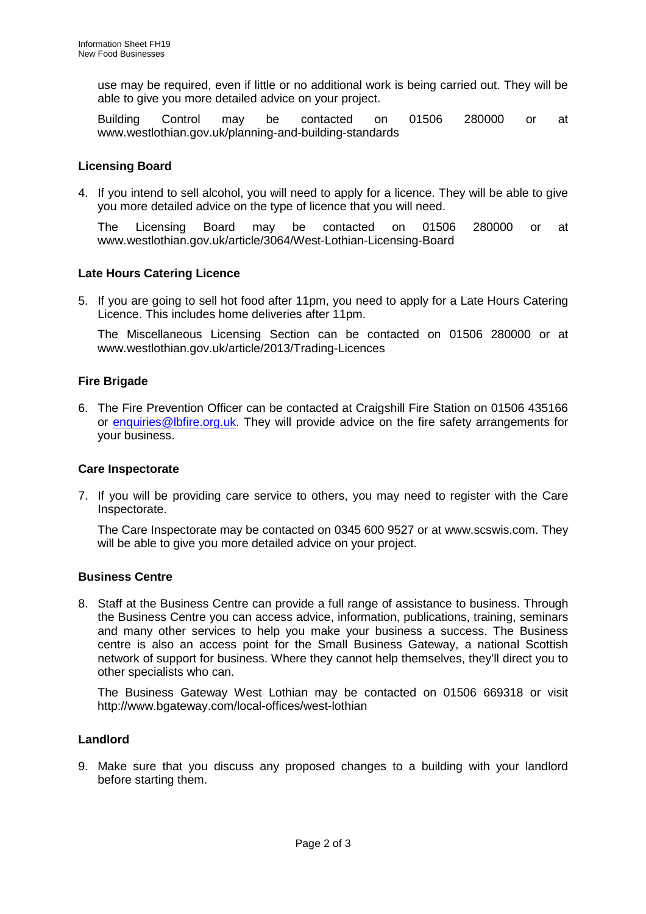use may be required, even if little or no additional work is being carried out. They will be able to give you more detailed advice on your project.

Building Control may be contacted on 01506 280000 or at www.westlothian.gov.uk/planning-and-building-standards

**Licensing Board**

4. If you intend to sell alcohol, you will need to apply for a licence. They will be able to give you more detailed advice on the type of licence that you will need.

   The Licensing Board may be contacted on 01506 280000 or at www.westlothian.gov.uk/article/3064/West-Lothian-Licensing-Board

**Late Hours Catering Licence**

5. If you are going to sell hot food after 11pm, you need to apply for a Late Hours Catering Licence. This includes home deliveries after 11pm.

   The Miscellaneous Licensing Section can be contacted on 01506 280000 or at www.westlothian.gov.uk/article/2013/Trading-Licences

**Fire Brigade**

6. The Fire Prevention Officer can be contacted at Craigshill Fire Station on 01506 435166 or enquiries@lbfire.org.uk. They will provide advice on the fire safety arrangements for your business.

**Care Inspectorate**

7. If you will be providing care service to others, you may need to register with the Care Inspectorate.

   The Care Inspectorate may be contacted on 0345 600 9527 or at www.scswis.com. They will be able to give you more detailed advice on your project.

**Business Centre**

8. Staff at the Business Centre can provide a full range of assistance to business. Through the Business Centre you can access advice, information, publications, training, seminars and many other services to help you make your business a success. The Business centre is also an access point for the Small Business Gateway, a national Scottish network of support for business. Where they cannot help themselves, they'll direct you to other specialists who can.

   The Business Gateway West Lothian may be contacted on 01506 669318 or visit http://www.bgateway.com/local-offices/west-lothian

**Landlord**

9. Make sure that you discuss any proposed changes to a building with your landlord before starting them.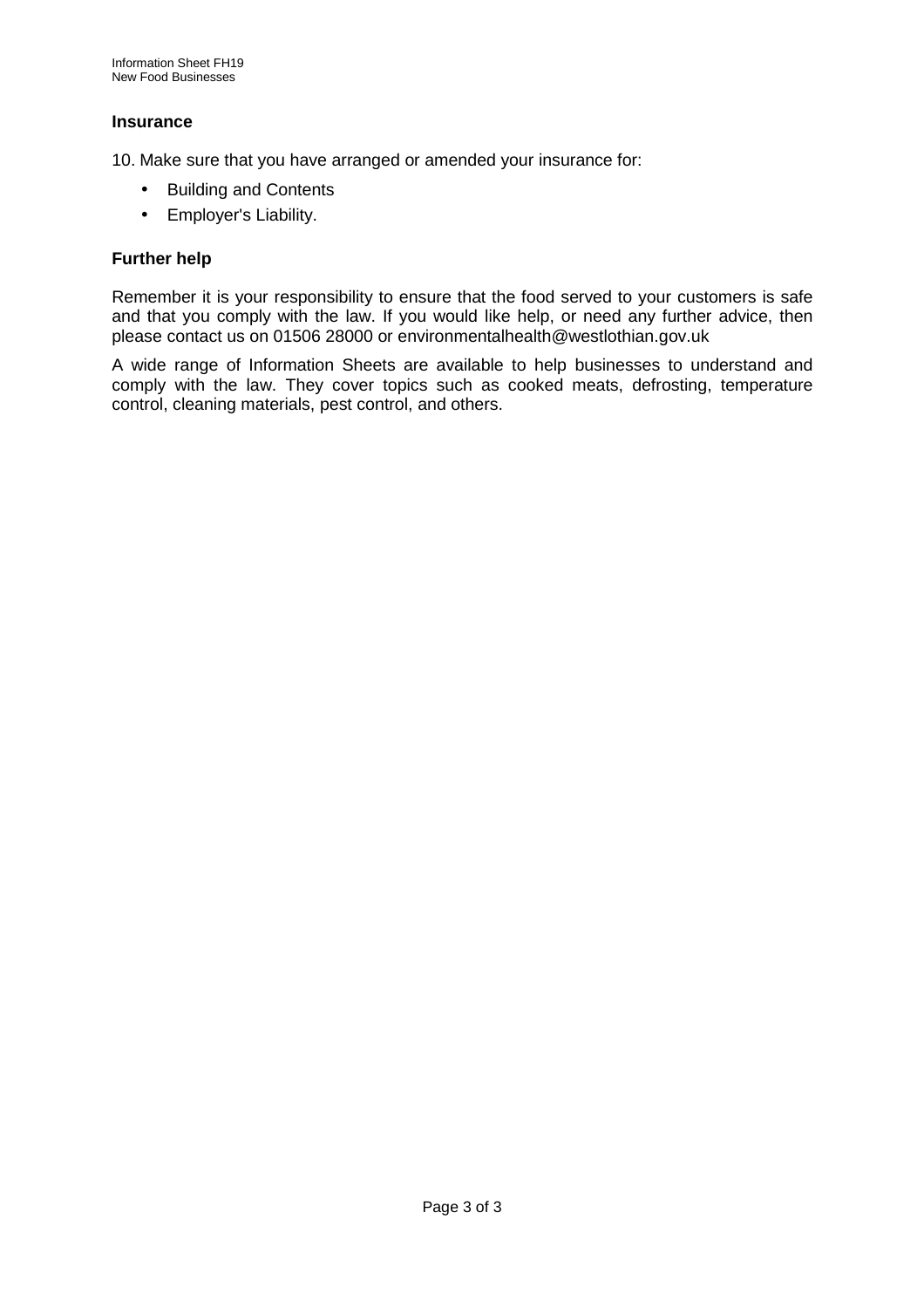## Insurance

10. Make sure that you have arranged or amended your insurance for:

- Building and Contents
- Employer's Liability.

## Further help

Remember it is your responsibility to ensure that the food served to your customers is safe and that you comply with the law. If you would like help, or need any further advice, then please contact us on 01506 28000 or environmentalhealth@westlothian.gov.uk

A wide range of Information Sheets are available to help businesses to understand and comply with the law. They cover topics such as cooked meats, defrosting, temperature control, cleaning materials, pest control, and others.